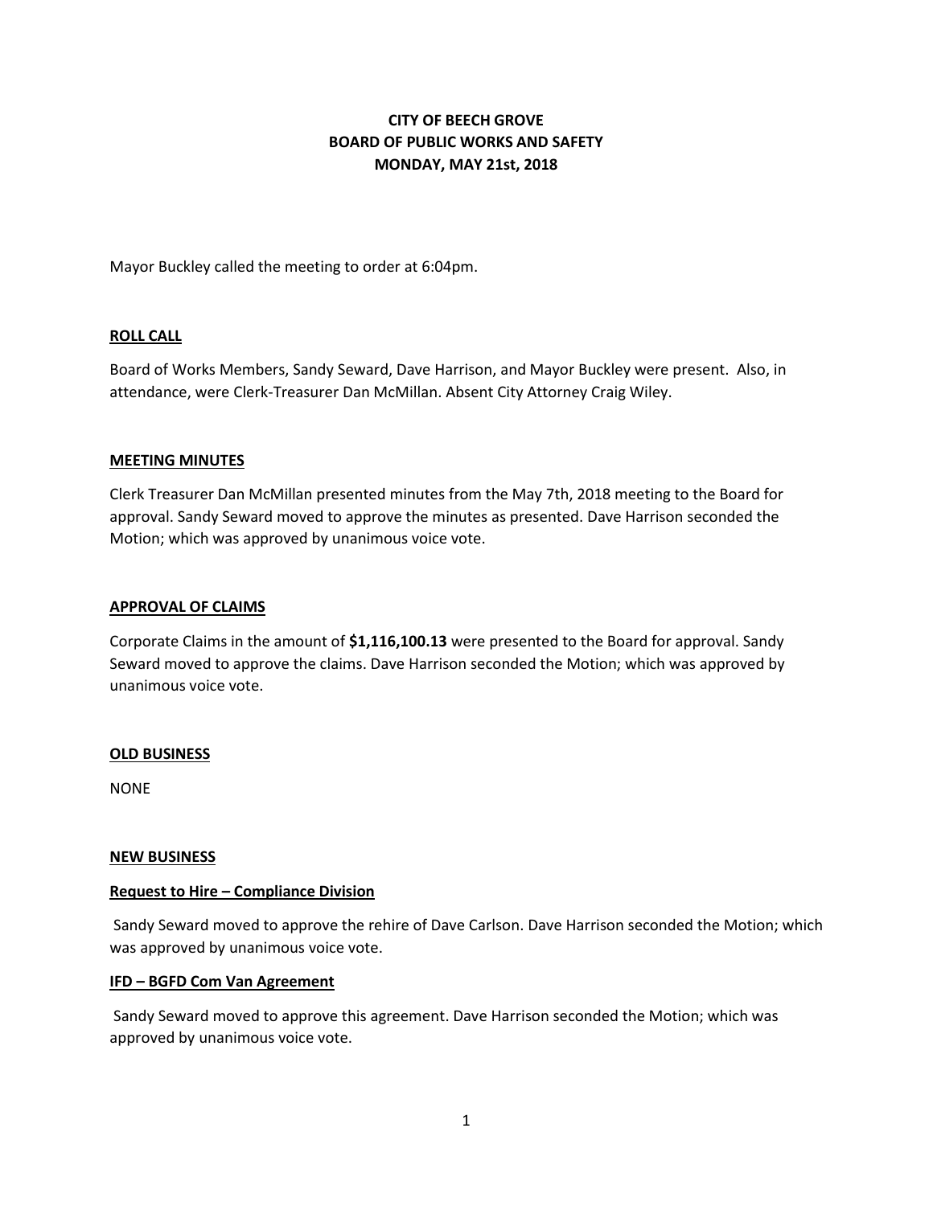# CITY OF BEECH GROVE
# BOARD OF PUBLIC WORKS AND SAFETY
# MONDAY, MAY 21st, 2018

Mayor Buckley called the meeting to order at 6:04pm.

## ROLL CALL

Board of Works Members, Sandy Seward, Dave Harrison, and Mayor Buckley were present. Also, in attendance, were Clerk-Treasurer Dan McMillan. Absent City Attorney Craig Wiley.

## MEETING MINUTES

Clerk Treasurer Dan McMillan presented minutes from the May 7th, 2018 meeting to the Board for approval. Sandy Seward moved to approve the minutes as presented. Dave Harrison seconded the Motion; which was approved by unanimous voice vote.

## APPROVAL OF CLAIMS

Corporate Claims in the amount of **$1,116,100.13** were presented to the Board for approval. Sandy Seward moved to approve the claims. Dave Harrison seconded the Motion; which was approved by unanimous voice vote.

## OLD BUSINESS

NONE

## NEW BUSINESS

### Request to Hire – Compliance Division

Sandy Seward moved to approve the rehire of Dave Carlson. Dave Harrison seconded the Motion; which was approved by unanimous voice vote.

### IFD – BGFD Com Van Agreement

Sandy Seward moved to approve this agreement. Dave Harrison seconded the Motion; which was approved by unanimous voice vote.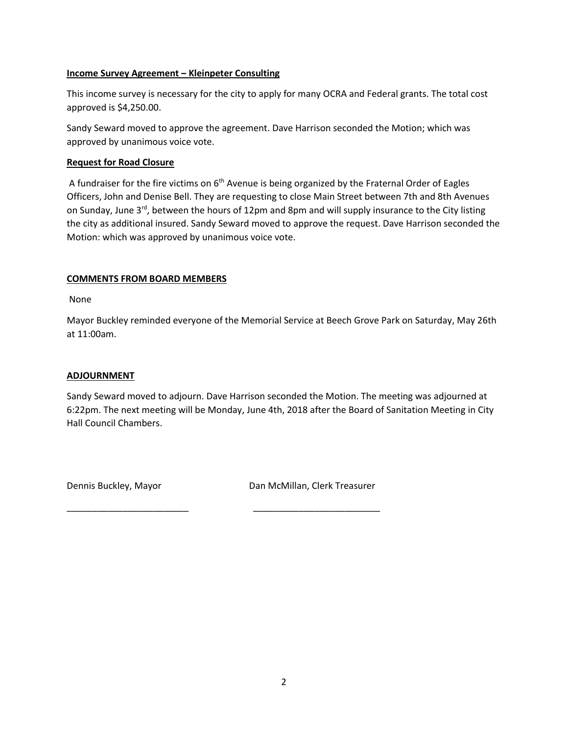**Income Survey Agreement – Kleinpeter Consulting**

This income survey is necessary for the city to apply for many OCRA and Federal grants. The total cost approved is $4,250.00.

Sandy Seward moved to approve the agreement. Dave Harrison seconded the Motion; which was approved by unanimous voice vote.

**Request for Road Closure**

A fundraiser for the fire victims on 6th Avenue is being organized by the Fraternal Order of Eagles Officers, John and Denise Bell. They are requesting to close Main Street between 7th and 8th Avenues on Sunday, June 3rd, between the hours of 12pm and 8pm and will supply insurance to the City listing the city as additional insured. Sandy Seward moved to approve the request. Dave Harrison seconded the Motion: which was approved by unanimous voice vote.

**COMMENTS FROM BOARD MEMBERS**

None

Mayor Buckley reminded everyone of the Memorial Service at Beech Grove Park on Saturday, May 26th at 11:00am.

**ADJOURNMENT**

Sandy Seward moved to adjourn. Dave Harrison seconded the Motion. The meeting was adjourned at 6:22pm. The next meeting will be Monday, June 4th, 2018 after the Board of Sanitation Meeting in City Hall Council Chambers.

Dennis Buckley, Mayor                    Dan McMillan, Clerk Treasurer

________________________                    ________________________